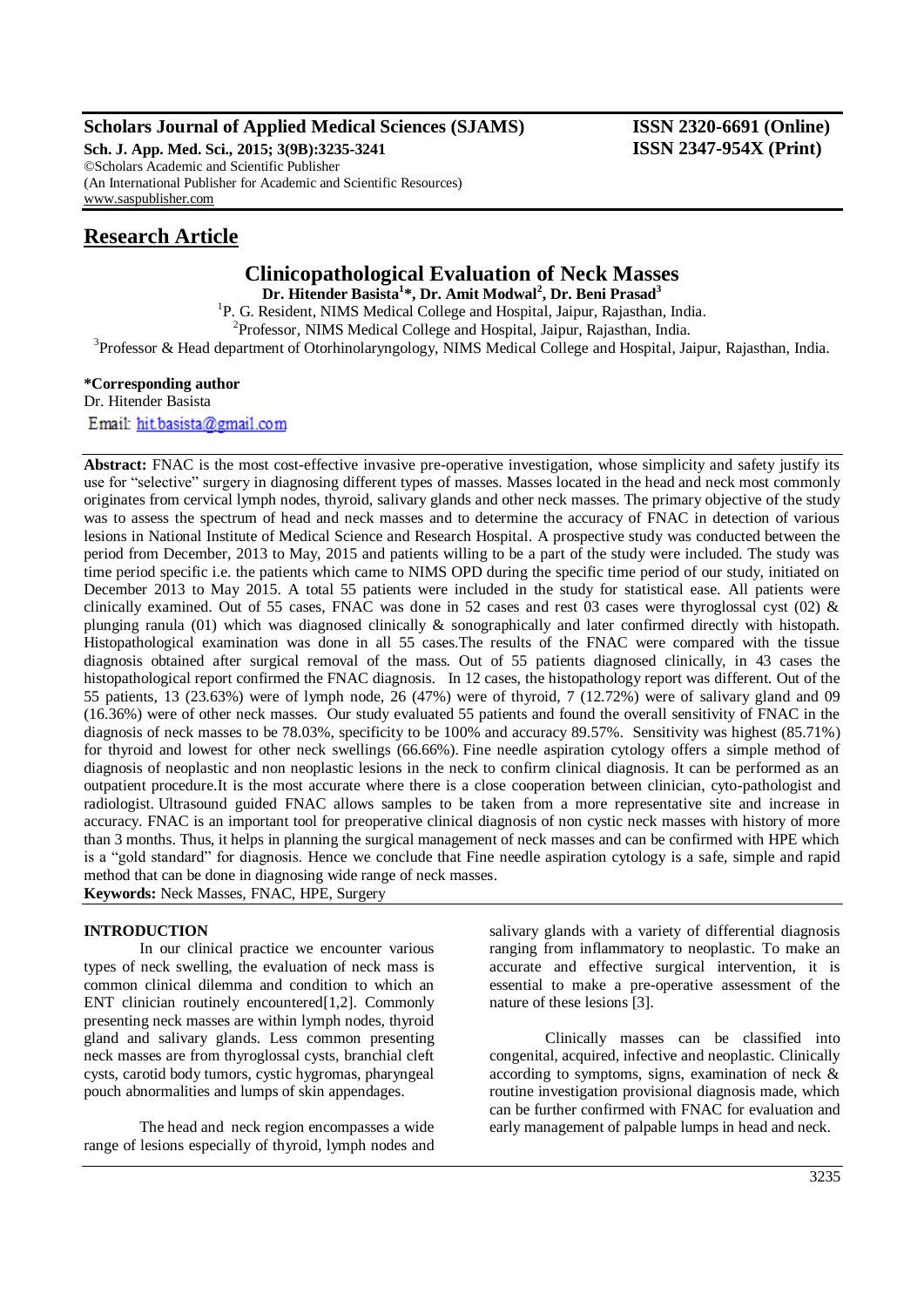**Scholars Journal of Applied Medical Sciences (SJAMS)** **ISSN 2320-6691 (Online)**
**Sch. J. App. Med. Sci., 2015; 3(9B):3235-3241** **ISSN 2347-954X (Print)**
©Scholars Academic and Scientific Publisher
(An International Publisher for Academic and Scientific Resources)
www.saspublisher.com

## Research Article

# Clinicopathological Evaluation of Neck Masses

**Dr. Hitender Basista[1]*, Dr. Amit Modwal[2], Dr. Beni Prasad[3]**

[1]P. G. Resident, NIMS Medical College and Hospital, Jaipur, Rajasthan, India.
[2]Professor, NIMS Medical College and Hospital, Jaipur, Rajasthan, India.
[3]Professor & Head department of Otorhinolaryngology, NIMS Medical College and Hospital, Jaipur, Rajasthan, India.

**\*Corresponding author**
Dr. Hitender Basista
Email: hit.basista@gmail.com

**Abstract:** FNAC is the most cost-effective invasive pre-operative investigation, whose simplicity and safety justify its use for "selective" surgery in diagnosing different types of masses. Masses located in the head and neck most commonly originates from cervical lymph nodes, thyroid, salivary glands and other neck masses. The primary objective of the study was to assess the spectrum of head and neck masses and to determine the accuracy of FNAC in detection of various lesions in National Institute of Medical Science and Research Hospital. A prospective study was conducted between the period from December, 2013 to May, 2015 and patients willing to be a part of the study were included. The study was time period specific i.e. the patients which came to NIMS OPD during the specific time period of our study, initiated on December 2013 to May 2015. A total 55 patients were included in the study for statistical ease. All patients were clinically examined. Out of 55 cases, FNAC was done in 52 cases and rest 03 cases were thyroglossal cyst (02) & plunging ranula (01) which was diagnosed clinically & sonographically and later confirmed directly with histopath. Histopathological examination was done in all 55 cases.The results of the FNAC were compared with the tissue diagnosis obtained after surgical removal of the mass. Out of 55 patients diagnosed clinically, in 43 cases the histopathological report confirmed the FNAC diagnosis. In 12 cases, the histopathology report was different. Out of the 55 patients, 13 (23.63%) were of lymph node, 26 (47%) were of thyroid, 7 (12.72%) were of salivary gland and 09 (16.36%) were of other neck masses. Our study evaluated 55 patients and found the overall sensitivity of FNAC in the diagnosis of neck masses to be 78.03%, specificity to be 100% and accuracy 89.57%. Sensitivity was highest (85.71%) for thyroid and lowest for other neck swellings (66.66%). Fine needle aspiration cytology offers a simple method of diagnosis of neoplastic and non neoplastic lesions in the neck to confirm clinical diagnosis. It can be performed as an outpatient procedure.It is the most accurate where there is a close cooperation between clinician, cyto-pathologist and radiologist. Ultrasound guided FNAC allows samples to be taken from a more representative site and increase in accuracy. FNAC is an important tool for preoperative clinical diagnosis of non cystic neck masses with history of more than 3 months. Thus, it helps in planning the surgical management of neck masses and can be confirmed with HPE which is a "gold standard" for diagnosis. Hence we conclude that Fine needle aspiration cytology is a safe, simple and rapid method that can be done in diagnosing wide range of neck masses.

**Keywords:** Neck Masses, FNAC, HPE, Surgery

## INTRODUCTION

In our clinical practice we encounter various types of neck swelling, the evaluation of neck mass is common clinical dilemma and condition to which an ENT clinician routinely encountered[1,2]. Commonly presenting neck masses are within lymph nodes, thyroid gland and salivary glands. Less common presenting neck masses are from thyroglossal cysts, branchial cleft cysts, carotid body tumors, cystic hygromas, pharyngeal pouch abnormalities and lumps of skin appendages.

The head and neck region encompasses a wide range of lesions especially of thyroid, lymph nodes and salivary glands with a variety of differential diagnosis ranging from inflammatory to neoplastic. To make an accurate and effective surgical intervention, it is essential to make a pre-operative assessment of the nature of these lesions [3].

Clinically masses can be classified into congenital, acquired, infective and neoplastic. Clinically according to symptoms, signs, examination of neck & routine investigation provisional diagnosis made, which can be further confirmed with FNAC for evaluation and early management of palpable lumps in head and neck.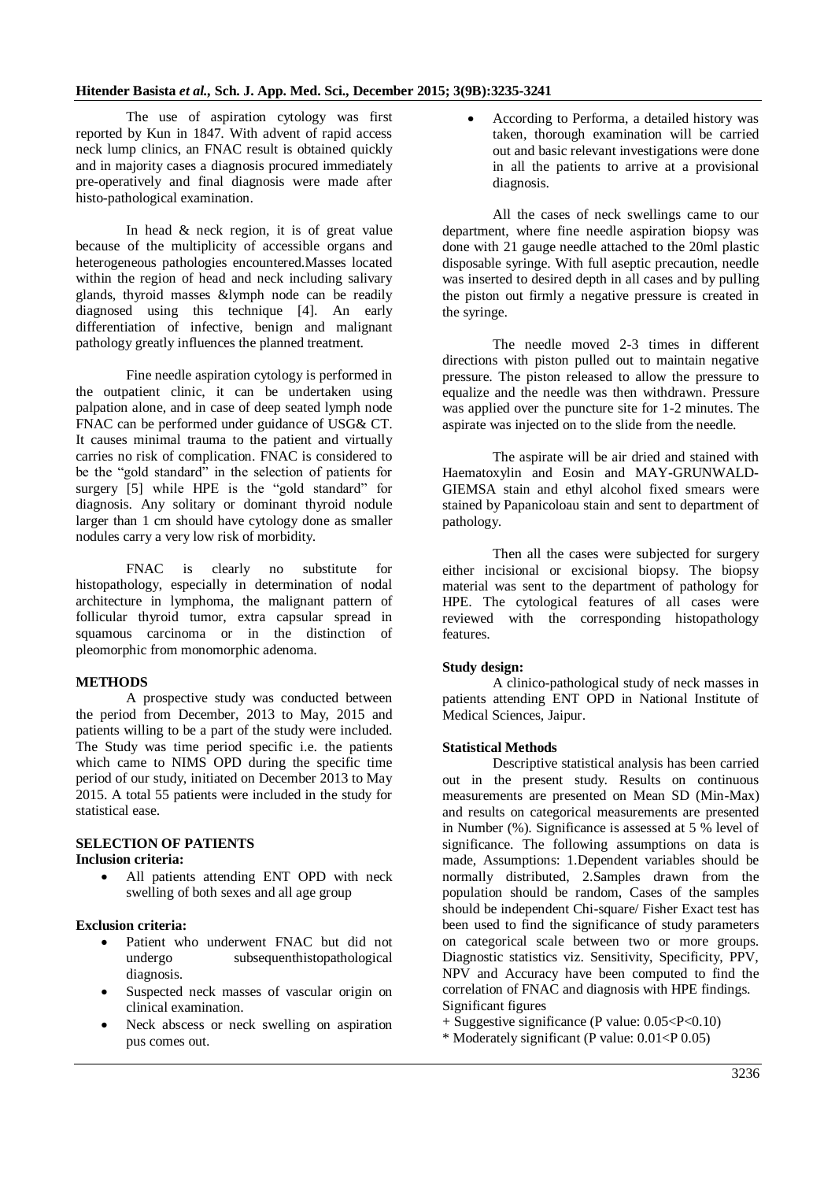The use of aspiration cytology was first reported by Kun in 1847. With advent of rapid access neck lump clinics, an FNAC result is obtained quickly and in majority cases a diagnosis procured immediately pre-operatively and final diagnosis were made after histo-pathological examination.

In head & neck region, it is of great value because of the multiplicity of accessible organs and heterogeneous pathologies encountered.Masses located within the region of head and neck including salivary glands, thyroid masses &lymph node can be readily diagnosed using this technique [4]. An early differentiation of infective, benign and malignant pathology greatly influences the planned treatment.

Fine needle aspiration cytology is performed in the outpatient clinic, it can be undertaken using palpation alone, and in case of deep seated lymph node FNAC can be performed under guidance of USG& CT. It causes minimal trauma to the patient and virtually carries no risk of complication. FNAC is considered to be the "gold standard" in the selection of patients for surgery [5] while HPE is the "gold standard" for diagnosis. Any solitary or dominant thyroid nodule larger than 1 cm should have cytology done as smaller nodules carry a very low risk of morbidity.

FNAC is clearly no substitute for histopathology, especially in determination of nodal architecture in lymphoma, the malignant pattern of follicular thyroid tumor, extra capsular spread in squamous carcinoma or in the distinction of pleomorphic from monomorphic adenoma.

## METHODS

A prospective study was conducted between the period from December, 2013 to May, 2015 and patients willing to be a part of the study were included. The Study was time period specific i.e. the patients which came to NIMS OPD during the specific time period of our study, initiated on December 2013 to May 2015. A total 55 patients were included in the study for statistical ease.

### SELECTION OF PATIENTS

**Inclusion criteria:**

- All patients attending ENT OPD with neck swelling of both sexes and all age group

**Exclusion criteria:**

- Patient who underwent FNAC but did not undergo subsequenthistopathological diagnosis.
- Suspected neck masses of vascular origin on clinical examination.
- Neck abscess or neck swelling on aspiration pus comes out.
- According to Performa, a detailed history was taken, thorough examination will be carried out and basic relevant investigations were done in all the patients to arrive at a provisional diagnosis.

All the cases of neck swellings came to our department, where fine needle aspiration biopsy was done with 21 gauge needle attached to the 20ml plastic disposable syringe. With full aseptic precaution, needle was inserted to desired depth in all cases and by pulling the piston out firmly a negative pressure is created in the syringe.

The needle moved 2-3 times in different directions with piston pulled out to maintain negative pressure. The piston released to allow the pressure to equalize and the needle was then withdrawn. Pressure was applied over the puncture site for 1-2 minutes. The aspirate was injected on to the slide from the needle.

The aspirate will be air dried and stained with Haematoxylin and Eosin and MAY-GRUNWALD-GIEMSA stain and ethyl alcohol fixed smears were stained by Papanicoloau stain and sent to department of pathology.

Then all the cases were subjected for surgery either incisional or excisional biopsy. The biopsy material was sent to the department of pathology for HPE. The cytological features of all cases were reviewed with the corresponding histopathology features.

**Study design:**

A clinico-pathological study of neck masses in patients attending ENT OPD in National Institute of Medical Sciences, Jaipur.

**Statistical Methods**

Descriptive statistical analysis has been carried out in the present study. Results on continuous measurements are presented on Mean SD (Min-Max) and results on categorical measurements are presented in Number (%). Significance is assessed at 5 % level of significance. The following assumptions on data is made, Assumptions: 1.Dependent variables should be normally distributed, 2.Samples drawn from the population should be random, Cases of the samples should be independent Chi-square/ Fisher Exact test has been used to find the significance of study parameters on categorical scale between two or more groups. Diagnostic statistics viz. Sensitivity, Specificity, PPV, NPV and Accuracy have been computed to find the correlation of FNAC and diagnosis with HPE findings.
Significant figures

+ Suggestive significance (P value: 0.05<P<0.10)
* Moderately significant (P value: 0.01<P 0.05)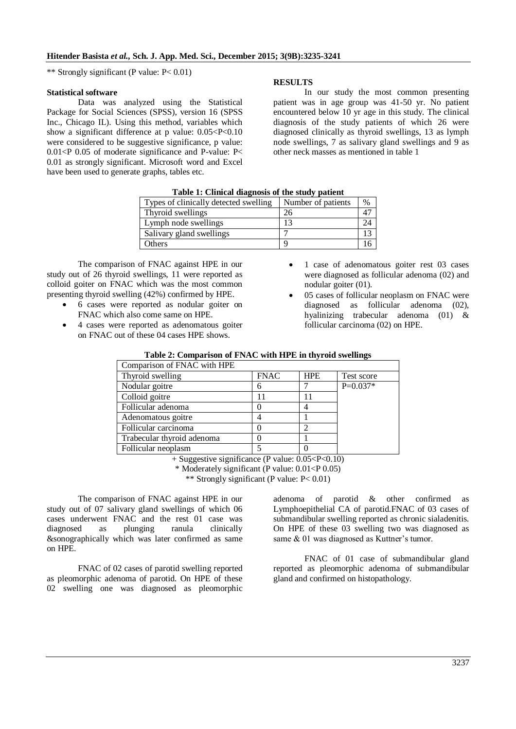** Strongly significant (P value: P< 0.01)

**Statistical software**

Data was analyzed using the Statistical Package for Social Sciences (SPSS), version 16 (SPSS Inc., Chicago IL). Using this method, variables which show a significant difference at p value: 0.05<P<0.10 were considered to be suggestive significance, p value: 0.01<P 0.05 of moderate significance and P-value: P< 0.01 as strongly significant. Microsoft word and Excel have been used to generate graphs, tables etc.

## RESULTS

In our study the most common presenting patient was in age group was 41-50 yr. No patient encountered below 10 yr age in this study. The clinical diagnosis of the study patients of which 26 were diagnosed clinically as thyroid swellings, 13 as lymph node swellings, 7 as salivary gland swellings and 9 as other neck masses as mentioned in table 1

**Table 1: Clinical diagnosis of the study patient**

| Types of clinically detected swelling | Number of patients | % |
|---|---|---|
| Thyroid swellings | 26 | 47 |
| Lymph node swellings | 13 | 24 |
| Salivary gland swellings | 7 | 13 |
| Others | 9 | 16 |

The comparison of FNAC against HPE in our study out of 26 thyroid swellings, 11 were reported as colloid goiter on FNAC which was the most common presenting thyroid swelling (42%) confirmed by HPE.

- 6 cases were reported as nodular goiter on FNAC which also come same on HPE.
- 4 cases were reported as adenomatous goiter on FNAC out of these 04 cases HPE shows.
- 1 case of adenomatous goiter rest 03 cases were diagnosed as follicular adenoma (02) and nodular goiter (01).
- 05 cases of follicular neoplasm on FNAC were diagnosed as follicular adenoma (02), hyalinizing trabecular adenoma (01) & follicular carcinoma (02) on HPE.

**Table 2: Comparison of FNAC with HPE in thyroid swellings**

| Comparison of FNAC with HPE | | | |
|---|---|---|---|
| Thyroid swelling | FNAC | HPE | Test score |
| Nodular goitre | 6 | 7 | P=0.037* |
| Colloid goitre | 11 | 11 | |
| Follicular adenoma | 0 | 4 | |
| Adenomatous goitre | 4 | 1 | |
| Follicular carcinoma | 0 | 2 | |
| Trabecular thyroid adenoma | 0 | 1 | |
| Follicular neoplasm | 5 | 0 | |

+ Suggestive significance (P value: 0.05<P<0.10)

* Moderately significant (P value: 0.01<P 0.05)

** Strongly significant (P value: P< 0.01)

The comparison of FNAC against HPE in our study out of 07 salivary gland swellings of which 06 cases underwent FNAC and the rest 01 case was diagnosed as plunging ranula clinically &sonographically which was later confirmed as same on HPE.

FNAC of 02 cases of parotid swelling reported as pleomorphic adenoma of parotid. On HPE of these 02 swelling one was diagnosed as pleomorphic adenoma of parotid & other confirmed as Lymphoepithelial CA of parotid.FNAC of 03 cases of submandibular swelling reported as chronic sialadenitis. On HPE of these 03 swelling two was diagnosed as same & 01 was diagnosed as Kuttner's tumor.

FNAC of 01 case of submandibular gland reported as pleomorphic adenoma of submandibular gland and confirmed on histopathology.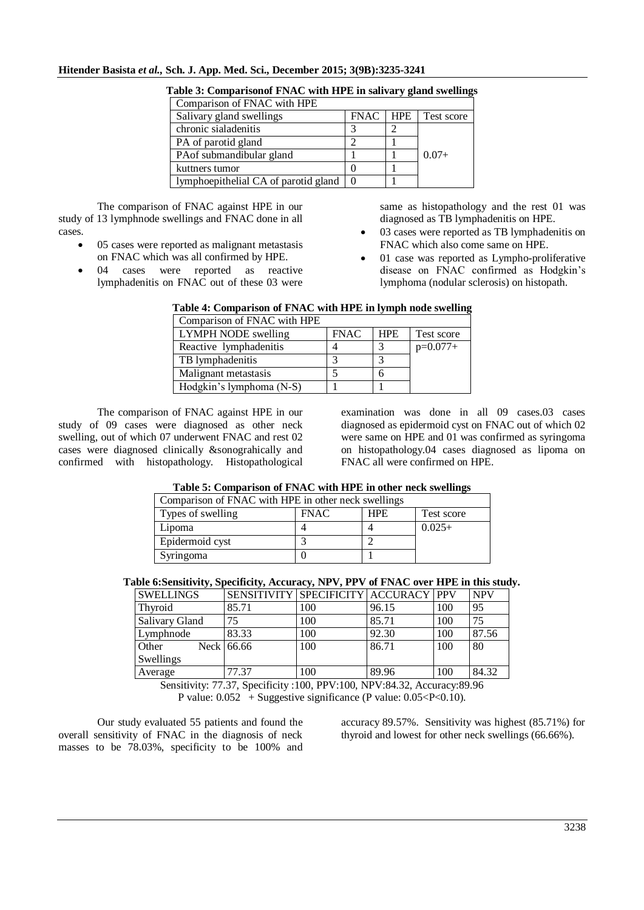**Table 3: Comparisonof FNAC with HPE in salivary gland swellings**

| Comparison of FNAC with HPE | | | |
|---|---|---|---|
| Salivary gland swellings | FNAC | HPE | Test score |
| chronic sialadenitis | 3 | 2 | 0.07+ |
| PA of parotid gland | 2 | 1 | |
| PAof submandibular gland | 1 | 1 | |
| kuttners tumor | 0 | 1 | |
| lymphoepithelial CA of parotid gland | 0 | 1 | |

The comparison of FNAC against HPE in our study of 13 lymphnode swellings and FNAC done in all cases.

- 05 cases were reported as malignant metastasis on FNAC which was all confirmed by HPE.
- 04 cases were reported as reactive lymphadenitis on FNAC out of these 03 were same as histopathology and the rest 01 was diagnosed as TB lymphadenitis on HPE.
- 03 cases were reported as TB lymphadenitis on FNAC which also come same on HPE.
- 01 case was reported as Lympho-proliferative disease on FNAC confirmed as Hodgkin's lymphoma (nodular sclerosis) on histopath.

**Table 4: Comparison of FNAC with HPE in lymph node swelling**

| Comparison of FNAC with HPE | | | |
|---|---|---|---|
| LYMPH NODE swelling | FNAC | HPE | Test score |
| Reactive lymphadenitis | 4 | 3 | p=0.077+ |
| TB lymphadenitis | 3 | 3 | |
| Malignant metastasis | 5 | 6 | |
| Hodgkin's lymphoma (N-S) | 1 | 1 | |

The comparison of FNAC against HPE in our study of 09 cases were diagnosed as other neck swelling, out of which 07 underwent FNAC and rest 02 cases were diagnosed clinically &sonograhically and confirmed with histopathology. Histopathological examination was done in all 09 cases.03 cases diagnosed as epidermoid cyst on FNAC out of which 02 were same on HPE and 01 was confirmed as syringoma on histopathology.04 cases diagnosed as lipoma on FNAC all were confirmed on HPE.

**Table 5: Comparison of FNAC with HPE in other neck swellings**

| Comparison of FNAC with HPE in other neck swellings | | | |
|---|---|---|---|
| Types of swelling | FNAC | HPE | Test score |
| Lipoma | 4 | 4 | 0.025+ |
| Epidermoid cyst | 3 | 2 | |
| Syringoma | 0 | 1 | |

**Table 6:Sensitivity, Specificity, Accuracy, NPV, PPV of FNAC over HPE in this study.**

| SWELLINGS | SENSITIVITY | SPECIFICITY | ACCURACY | PPV | NPV |
|---|---|---|---|---|---|
| Thyroid | 85.71 | 100 | 96.15 | 100 | 95 |
| Salivary Gland | 75 | 100 | 85.71 | 100 | 75 |
| Lymphnode | 83.33 | 100 | 92.30 | 100 | 87.56 |
| Other Neck Swellings | 66.66 | 100 | 86.71 | 100 | 80 |
| Average | 77.37 | 100 | 89.96 | 100 | 84.32 |

Sensitivity: 77.37, Specificity :100, PPV:100, NPV:84.32, Accuracy:89.96

P value: 0.052 + Suggestive significance (P value: $0.05<P<0.10$).

Our study evaluated 55 patients and found the overall sensitivity of FNAC in the diagnosis of neck masses to be 78.03%, specificity to be 100% and accuracy 89.57%. Sensitivity was highest (85.71%) for thyroid and lowest for other neck swellings (66.66%).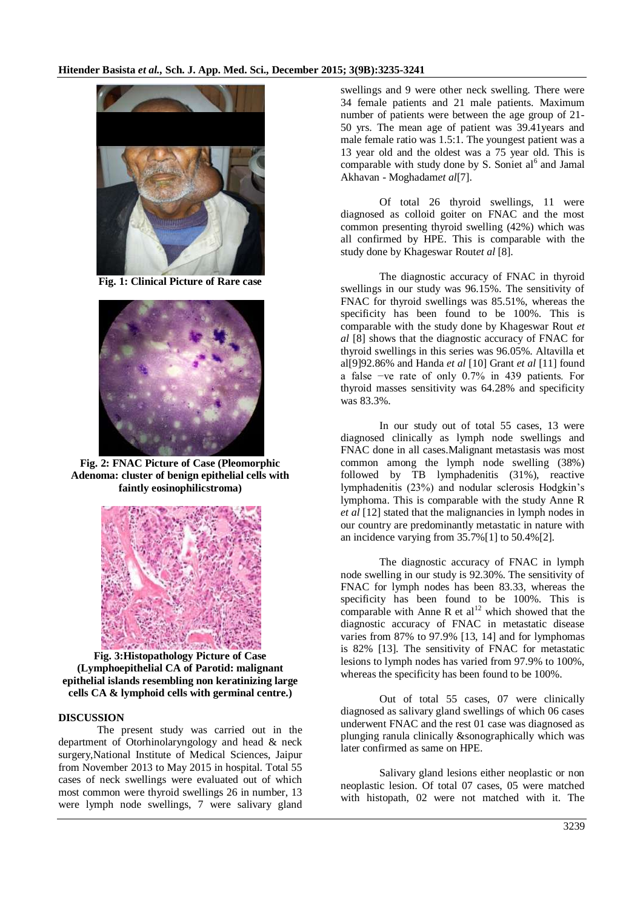Fig. 1: Clinical Picture of Rare case

Fig. 2: FNAC Picture of Case (Pleomorphic Adenoma: cluster of benign epithelial cells with faintly eosinophilicstroma)

Fig. 3:Histopathology Picture of Case (Lymphoepithelial CA of Parotid: malignant epithelial islands resembling non keratinizing large cells CA & lymphoid cells with germinal centre.)

## DISCUSSION

The present study was carried out in the department of Otorhinolaryngology and head & neck surgery,National Institute of Medical Sciences, Jaipur from November 2013 to May 2015 in hospital. Total 55 cases of neck swellings were evaluated out of which most common were thyroid swellings 26 in number, 13 were lymph node swellings, 7 were salivary gland swellings and 9 were other neck swelling. There were 34 female patients and 21 male patients. Maximum number of patients were between the age group of 21-50 yrs. The mean age of patient was 39.41years and male female ratio was 1.5:1. The youngest patient was a 13 year old and the oldest was a 75 year old. This is comparable with study done by S. Soniet al[6] and Jamal Akhavan - Moghadam*et al*[7].

Of total 26 thyroid swellings, 11 were diagnosed as colloid goiter on FNAC and the most common presenting thyroid swelling (42%) which was all confirmed by HPE. This is comparable with the study done by Khageswar Rout*et al* [8].

The diagnostic accuracy of FNAC in thyroid swellings in our study was 96.15%. The sensitivity of FNAC for thyroid swellings was 85.51%, whereas the specificity has been found to be 100%. This is comparable with the study done by Khageswar Rout *et al* [8] shows that the diagnostic accuracy of FNAC for thyroid swellings in this series was 96.05%. Altavilla et al[9]92.86% and Handa *et al* [10] Grant *et al* [11] found a false −ve rate of only 0.7% in 439 patients. For thyroid masses sensitivity was 64.28% and specificity was 83.3%.

In our study out of total 55 cases, 13 were diagnosed clinically as lymph node swellings and FNAC done in all cases.Malignant metastasis was most common among the lymph node swelling (38%) followed by TB lymphadenitis (31%), reactive lymphadenitis (23%) and nodular sclerosis Hodgkin's lymphoma. This is comparable with the study Anne R *et al* [12] stated that the malignancies in lymph nodes in our country are predominantly metastatic in nature with an incidence varying from 35.7%[1] to 50.4%[2].

The diagnostic accuracy of FNAC in lymph node swelling in our study is 92.30%. The sensitivity of FNAC for lymph nodes has been 83.33, whereas the specificity has been found to be 100%. This is comparable with Anne R et al[12] which showed that the diagnostic accuracy of FNAC in metastatic disease varies from 87% to 97.9% [13, 14] and for lymphomas is 82% [13]. The sensitivity of FNAC for metastatic lesions to lymph nodes has varied from 97.9% to 100%, whereas the specificity has been found to be 100%.

Out of total 55 cases, 07 were clinically diagnosed as salivary gland swellings of which 06 cases underwent FNAC and the rest 01 case was diagnosed as plunging ranula clinically &sonographically which was later confirmed as same on HPE.

Salivary gland lesions either neoplastic or non neoplastic lesion. Of total 07 cases, 05 were matched with histopath, 02 were not matched with it. The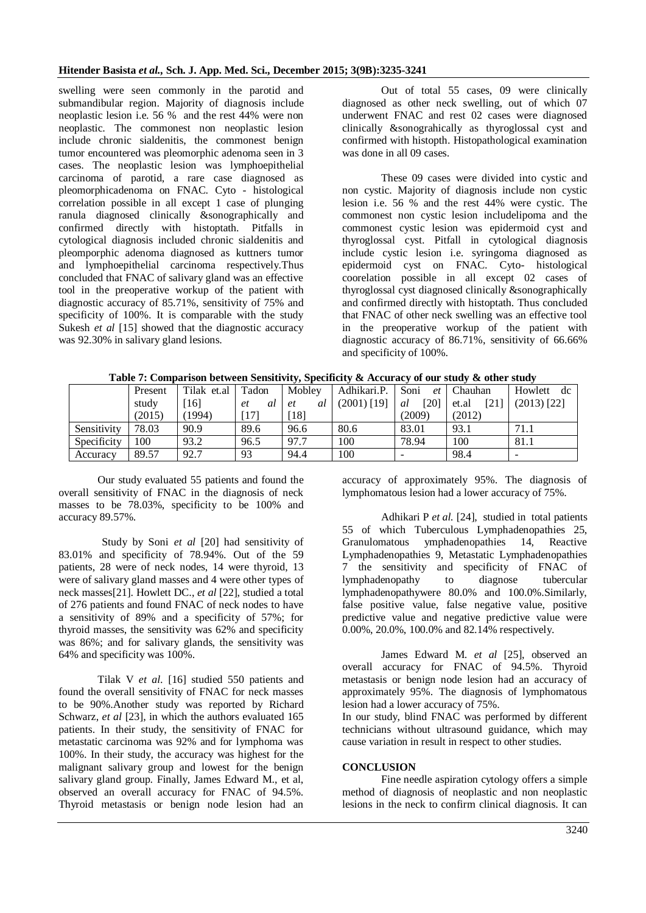swelling were seen commonly in the parotid and submandibular region. Majority of diagnosis include neoplastic lesion i.e. 56 % and the rest 44% were non neoplastic. The commonest non neoplastic lesion include chronic sialdenitis, the commonest benign tumor encountered was pleomorphic adenoma seen in 3 cases. The neoplastic lesion was lymphoepithelial carcinoma of parotid, a rare case diagnosed as pleomorphicadenoma on FNAC. Cyto - histological correlation possible in all except 1 case of plunging ranula diagnosed clinically &sonographically and confirmed directly with histoptath. Pitfalls in cytological diagnosis included chronic sialdenitis and pleomporphic adenoma diagnosed as kuttners tumor and lymphoepithelial carcinoma respectively.Thus concluded that FNAC of salivary gland was an effective tool in the preoperative workup of the patient with diagnostic accuracy of 85.71%, sensitivity of 75% and specificity of 100%. It is comparable with the study Sukesh *et al* [15] showed that the diagnostic accuracy was 92.30% in salivary gland lesions.

Out of total 55 cases, 09 were clinically diagnosed as other neck swelling, out of which 07 underwent FNAC and rest 02 cases were diagnosed clinically &sonograhically as thyroglossal cyst and confirmed with histopth. Histopathological examination was done in all 09 cases.

These 09 cases were divided into cystic and non cystic. Majority of diagnosis include non cystic lesion i.e. 56 % and the rest 44% were cystic. The commonest non cystic lesion includelipoma and the commonest cystic lesion was epidermoid cyst and thyroglossal cyst. Pitfall in cytological diagnosis include cystic lesion i.e. syringoma diagnosed as epidermoid cyst on FNAC. Cyto- histological coorelation possible in all except 02 cases of thyroglossal cyst diagnosed clinically &sonographically and confirmed directly with histoptath. Thus concluded that FNAC of other neck swelling was an effective tool in the preoperative workup of the patient with diagnostic accuracy of 86.71%, sensitivity of 66.66% and specificity of 100%.

**Table 7: Comparison between Sensitivity, Specificity & Accuracy of our study & other study**

| | Present study (2015) | Tilak et.al [16] (1994) | Tadon *et al* [17] | Mobley *et al* [18] | Adhikari.P. (2001) [19] | Soni *et al* [20] (2009) | Chauhan et.al [21] (2012) | Howlett dc (2013) [22] |
|---|---|---|---|---|---|---|---|---|
| Sensitivity | 78.03 | 90.9 | 89.6 | 96.6 | 80.6 | 83.01 | 93.1 | 71.1 |
| Specificity | 100 | 93.2 | 96.5 | 97.7 | 100 | 78.94 | 100 | 81.1 |
| Accuracy | 89.57 | 92.7 | 93 | 94.4 | 100 | - | 98.4 | - |

Our study evaluated 55 patients and found the overall sensitivity of FNAC in the diagnosis of neck masses to be 78.03%, specificity to be 100% and accuracy 89.57%.

Study by Soni *et al* [20] had sensitivity of 83.01% and specificity of 78.94%. Out of the 59 patients, 28 were of neck nodes, 14 were thyroid, 13 were of salivary gland masses and 4 were other types of neck masses[21]. Howlett DC., *et al* [22], studied a total of 276 patients and found FNAC of neck nodes to have a sensitivity of 89% and a specificity of 57%; for thyroid masses, the sensitivity was 62% and specificity was 86%; and for salivary glands, the sensitivity was 64% and specificity was 100%.

Tilak V *et al*. [16] studied 550 patients and found the overall sensitivity of FNAC for neck masses to be 90%.Another study was reported by Richard Schwarz, *et al* [23], in which the authors evaluated 165 patients. In their study, the sensitivity of FNAC for metastatic carcinoma was 92% and for lymphoma was 100%. In their study, the accuracy was highest for the malignant salivary group and lowest for the benign salivary gland group. Finally, James Edward M., et al, observed an overall accuracy for FNAC of 94.5%. Thyroid metastasis or benign node lesion had an accuracy of approximately 95%. The diagnosis of lymphomatous lesion had a lower accuracy of 75%.

Adhikari P *et al.* [24], studied in total patients 55 of which Tuberculous Lymphadenopathies 25, Granulomatous ymphadenopathies 14, Reactive Lymphadenopathies 9, Metastatic Lymphadenopathies 7 the sensitivity and specificity of FNAC of lymphadenopathy to diagnose tubercular lymphadenopathywere 80.0% and 100.0%.Similarly, false positive value, false negative value, positive predictive value and negative predictive value were 0.00%, 20.0%, 100.0% and 82.14% respectively.

James Edward M. *et al* [25], observed an overall accuracy for FNAC of 94.5%. Thyroid metastasis or benign node lesion had an accuracy of approximately 95%. The diagnosis of lymphomatous lesion had a lower accuracy of 75%.
In our study, blind FNAC was performed by different technicians without ultrasound guidance, which may cause variation in result in respect to other studies.

## CONCLUSION

Fine needle aspiration cytology offers a simple method of diagnosis of neoplastic and non neoplastic lesions in the neck to confirm clinical diagnosis. It can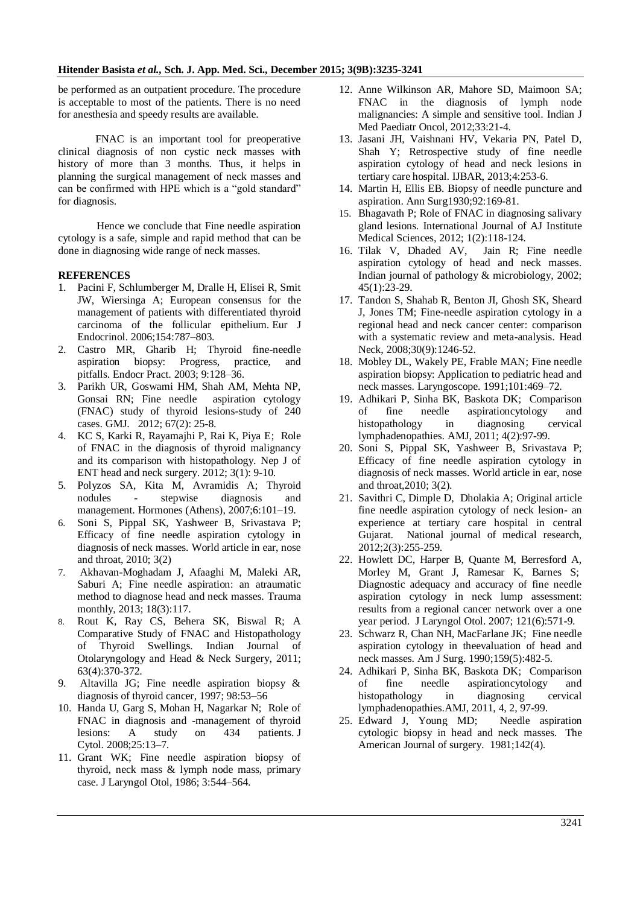be performed as an outpatient procedure. The procedure is acceptable to most of the patients. There is no need for anesthesia and speedy results are available.

FNAC is an important tool for preoperative clinical diagnosis of non cystic neck masses with history of more than 3 months. Thus, it helps in planning the surgical management of neck masses and can be confirmed with HPE which is a "gold standard" for diagnosis.

Hence we conclude that Fine needle aspiration cytology is a safe, simple and rapid method that can be done in diagnosing wide range of neck masses.

## REFERENCES

1. Pacini F, Schlumberger M, Dralle H, Elisei R, Smit JW, Wiersinga A; European consensus for the management of patients with differentiated thyroid carcinoma of the follicular epithelium. Eur J Endocrinol. 2006;154:787–803.
2. Castro MR, Gharib H; Thyroid fine-needle aspiration biopsy: Progress, practice, and pitfalls. Endocr Pract. 2003; 9:128–36.
3. Parikh UR, Goswami HM, Shah AM, Mehta NP, Gonsai RN; Fine needle aspiration cytology (FNAC) study of thyroid lesions-study of 240 cases. GMJ. 2012; 67(2): 25-8.
4. KC S, Karki R, Rayamajhi P, Rai K, Piya E; Role of FNAC in the diagnosis of thyroid malignancy and its comparison with histopathology. Nep J of ENT head and neck surgery. 2012; 3(1): 9-10.
5. Polyzos SA, Kita M, Avramidis A; Thyroid nodules - stepwise diagnosis and management. Hormones (Athens), 2007;6:101–19.
6. Soni S, Pippal SK, Yashweer B, Srivastava P; Efficacy of fine needle aspiration cytology in diagnosis of neck masses. World article in ear, nose and throat, 2010; 3(2)
7. Akhavan-Moghadam J, Afaaghi M, Maleki AR, Saburi A; Fine needle aspiration: an atraumatic method to diagnose head and neck masses. Trauma monthly, 2013; 18(3):117.
8. Rout K, Ray CS, Behera SK, Biswal R; A Comparative Study of FNAC and Histopathology of Thyroid Swellings. Indian Journal of Otolaryngology and Head & Neck Surgery, 2011; 63(4):370-372.
9. Altavilla JG; Fine needle aspiration biopsy & diagnosis of thyroid cancer, 1997; 98:53–56
10. Handa U, Garg S, Mohan H, Nagarkar N; Role of FNAC in diagnosis and -management of thyroid lesions: A study on 434 patients. J Cytol. 2008;25:13–7.
11. Grant WK; Fine needle aspiration biopsy of thyroid, neck mass & lymph node mass, primary case. J Laryngol Otol, 1986; 3:544–564.
12. Anne Wilkinson AR, Mahore SD, Maimoon SA; FNAC in the diagnosis of lymph node malignancies: A simple and sensitive tool. Indian J Med Paediatr Oncol, 2012;33:21-4.
13. Jasani JH, Vaishnani HV, Vekaria PN, Patel D, Shah Y; Retrospective study of fine needle aspiration cytology of head and neck lesions in tertiary care hospital. IJBAR, 2013;4:253-6.
14. Martin H, Ellis EB. Biopsy of needle puncture and aspiration. Ann Surg1930;92:169-81.
15. Bhagavath P; Role of FNAC in diagnosing salivary gland lesions. International Journal of AJ Institute Medical Sciences, 2012; 1(2):118-124.
16. Tilak V, Dhaded AV, Jain R; Fine needle aspiration cytology of head and neck masses. Indian journal of pathology & microbiology, 2002; 45(1):23-29.
17. Tandon S, Shahab R, Benton JI, Ghosh SK, Sheard J, Jones TM; Fine-needle aspiration cytology in a regional head and neck cancer center: comparison with a systematic review and meta-analysis. Head Neck, 2008;30(9):1246-52.
18. Mobley DL, Wakely PE, Frable MAN; Fine needle aspiration biopsy: Application to pediatric head and neck masses. Laryngoscope. 1991;101:469–72.
19. Adhikari P, Sinha BK, Baskota DK; Comparison of fine needle aspirationcytology and histopathology in diagnosing cervical lymphadenopathies. AMJ, 2011; 4(2):97-99.
20. Soni S, Pippal SK, Yashweer B, Srivastava P; Efficacy of fine needle aspiration cytology in diagnosis of neck masses. World article in ear, nose and throat,2010; 3(2).
21. Savithri C, Dimple D, Dholakia A; Original article fine needle aspiration cytology of neck lesion- an experience at tertiary care hospital in central Gujarat. National journal of medical research, 2012;2(3):255-259.
22. Howlett DC, Harper B, Quante M, Berresford A, Morley M, Grant J, Ramesar K, Barnes S; Diagnostic adequacy and accuracy of fine needle aspiration cytology in neck lump assessment: results from a regional cancer network over a one year period. J Laryngol Otol. 2007; 121(6):571-9.
23. Schwarz R, Chan NH, MacFarlane JK; Fine needle aspiration cytology in theevaluation of head and neck masses. Am J Surg. 1990;159(5):482-5.
24. Adhikari P, Sinha BK, Baskota DK; Comparison of fine needle aspirationcytology and histopathology in diagnosing cervical lymphadenopathies.AMJ, 2011, 4, 2, 97-99.
25. Edward J, Young MD; Needle aspiration cytologic biopsy in head and neck masses. The American Journal of surgery. 1981;142(4).